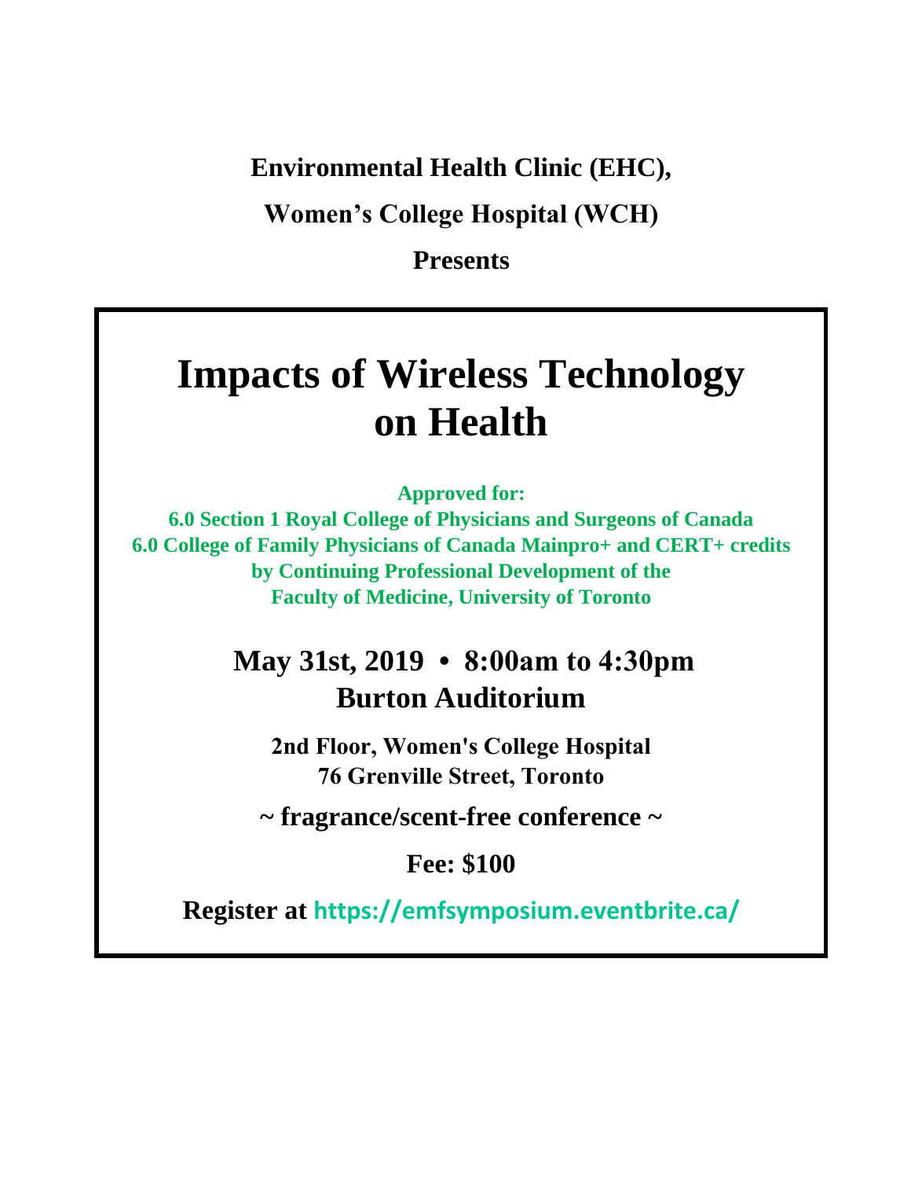**Environmental Health Clinic (EHC),**

**Women's College Hospital (WCH)**

**Presents**

# Impacts of Wireless Technology on Health

**Approved for:**
**6.0 Section 1 Royal College of Physicians and Surgeons of Canada**
**6.0 College of Family Physicians of Canada Mainpro+ and CERT+ credits**
**by Continuing Professional Development of the**
**Faculty of Medicine, University of Toronto**

## May 31st, 2019 • 8:00am to 4:30pm
## Burton Auditorium

**2nd Floor, Women's College Hospital**
**76 Grenville Street, Toronto**

**~ fragrance/scent-free conference ~**

**Fee: $100**

**Register at https://emfsymposium.eventbrite.ca/**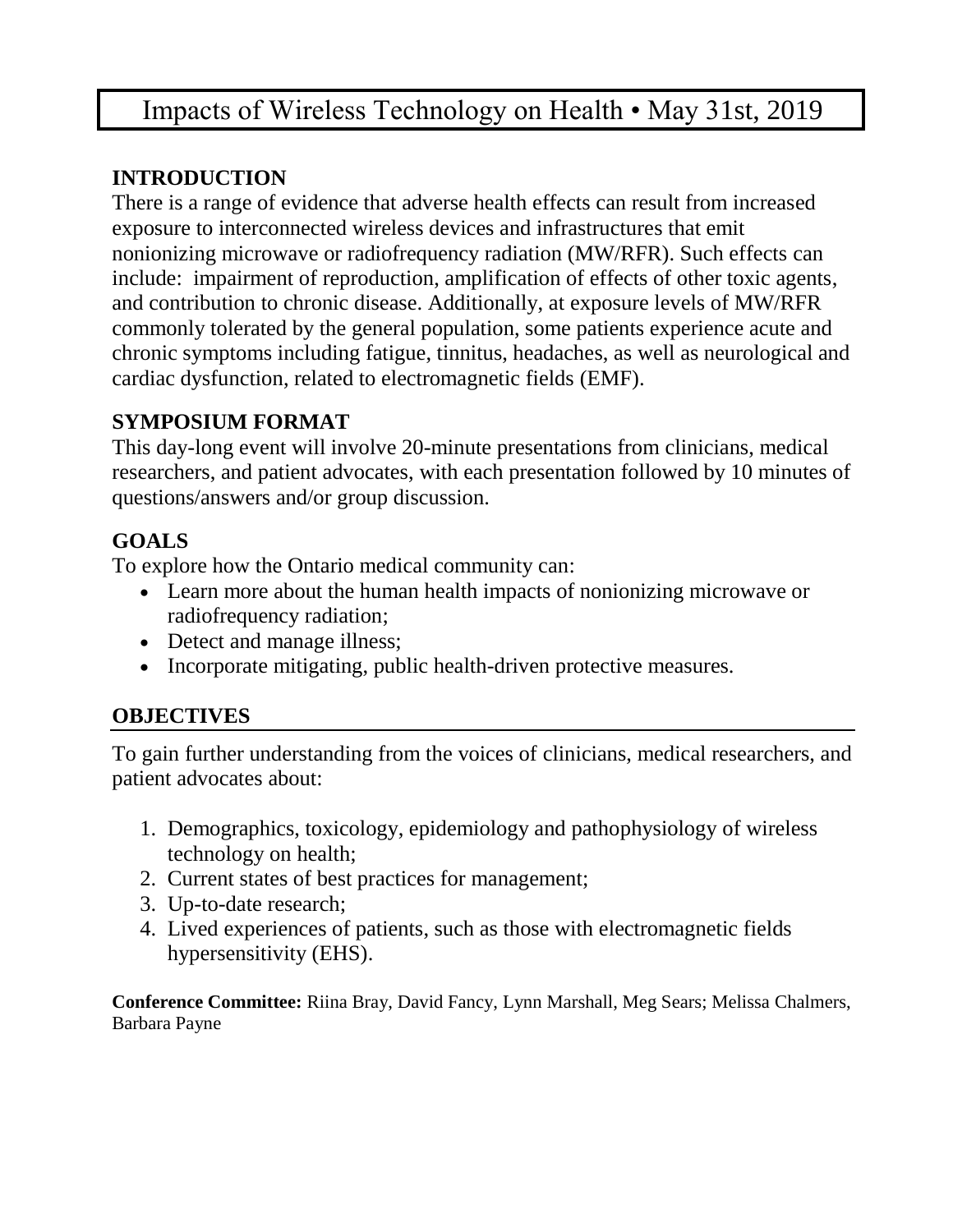# Impacts of Wireless Technology on Health • May 31st, 2019

## INTRODUCTION

There is a range of evidence that adverse health effects can result from increased exposure to interconnected wireless devices and infrastructures that emit nonionizing microwave or radiofrequency radiation (MW/RFR). Such effects can include: impairment of reproduction, amplification of effects of other toxic agents, and contribution to chronic disease. Additionally, at exposure levels of MW/RFR commonly tolerated by the general population, some patients experience acute and chronic symptoms including fatigue, tinnitus, headaches, as well as neurological and cardiac dysfunction, related to electromagnetic fields (EMF).

## SYMPOSIUM FORMAT

This day-long event will involve 20-minute presentations from clinicians, medical researchers, and patient advocates, with each presentation followed by 10 minutes of questions/answers and/or group discussion.

## GOALS

To explore how the Ontario medical community can:

- Learn more about the human health impacts of nonionizing microwave or radiofrequency radiation;
- Detect and manage illness;
- Incorporate mitigating, public health-driven protective measures.

## OBJECTIVES

To gain further understanding from the voices of clinicians, medical researchers, and patient advocates about:

1. Demographics, toxicology, epidemiology and pathophysiology of wireless technology on health;
2. Current states of best practices for management;
3. Up-to-date research;
4. Lived experiences of patients, such as those with electromagnetic fields hypersensitivity (EHS).

**Conference Committee:** Riina Bray, David Fancy, Lynn Marshall, Meg Sears; Melissa Chalmers, Barbara Payne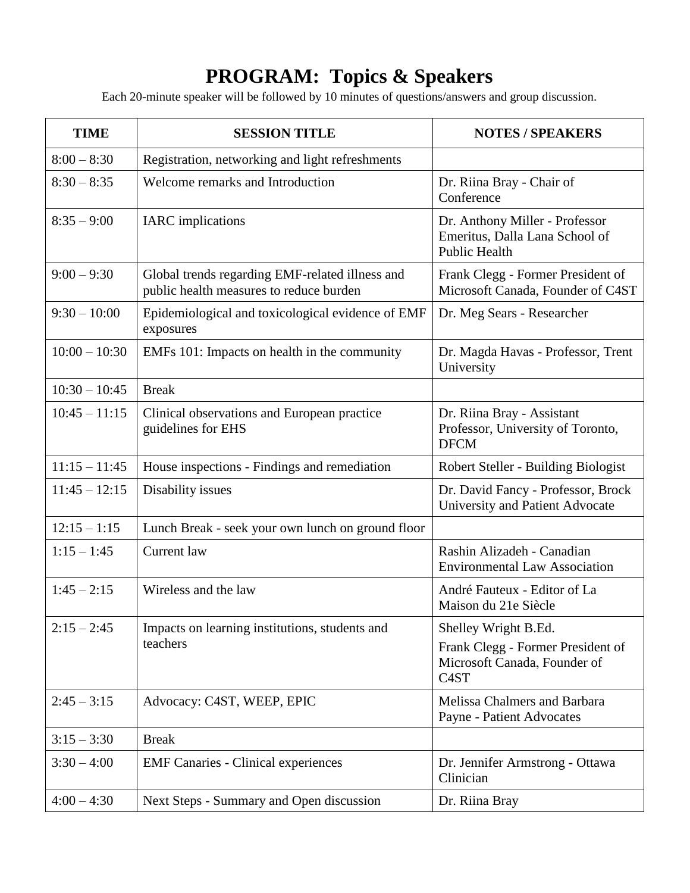# PROGRAM: Topics & Speakers

Each 20-minute speaker will be followed by 10 minutes of questions/answers and group discussion.

| TIME | SESSION TITLE | NOTES / SPEAKERS |
| --- | --- | --- |
| 8:00 – 8:30 | Registration, networking and light refreshments | |
| 8:30 – 8:35 | Welcome remarks and Introduction | Dr. Riina Bray - Chair of Conference |
| 8:35 – 9:00 | IARC implications | Dr. Anthony Miller - Professor Emeritus, Dalla Lana School of Public Health |
| 9:00 – 9:30 | Global trends regarding EMF-related illness and public health measures to reduce burden | Frank Clegg - Former President of Microsoft Canada, Founder of C4ST |
| 9:30 – 10:00 | Epidemiological and toxicological evidence of EMF exposures | Dr. Meg Sears - Researcher |
| 10:00 – 10:30 | EMFs 101: Impacts on health in the community | Dr. Magda Havas - Professor, Trent University |
| 10:30 – 10:45 | Break | |
| 10:45 – 11:15 | Clinical observations and European practice guidelines for EHS | Dr. Riina Bray - Assistant Professor, University of Toronto, DFCM |
| 11:15 – 11:45 | House inspections - Findings and remediation | Robert Steller - Building Biologist |
| 11:45 – 12:15 | Disability issues | Dr. David Fancy - Professor, Brock University and Patient Advocate |
| 12:15 – 1:15 | Lunch Break - seek your own lunch on ground floor | |
| 1:15 – 1:45 | Current law | Rashin Alizadeh - Canadian Environmental Law Association |
| 1:45 – 2:15 | Wireless and the law | André Fauteux - Editor of La Maison du 21e Siècle |
| 2:15 – 2:45 | Impacts on learning institutions, students and teachers | Shelley Wright B.Ed.<br>Frank Clegg - Former President of Microsoft Canada, Founder of C4ST |
| 2:45 – 3:15 | Advocacy: C4ST, WEEP, EPIC | Melissa Chalmers and Barbara Payne - Patient Advocates |
| 3:15 – 3:30 | Break | |
| 3:30 – 4:00 | EMF Canaries - Clinical experiences | Dr. Jennifer Armstrong - Ottawa Clinician |
| 4:00 – 4:30 | Next Steps - Summary and Open discussion | Dr. Riina Bray |